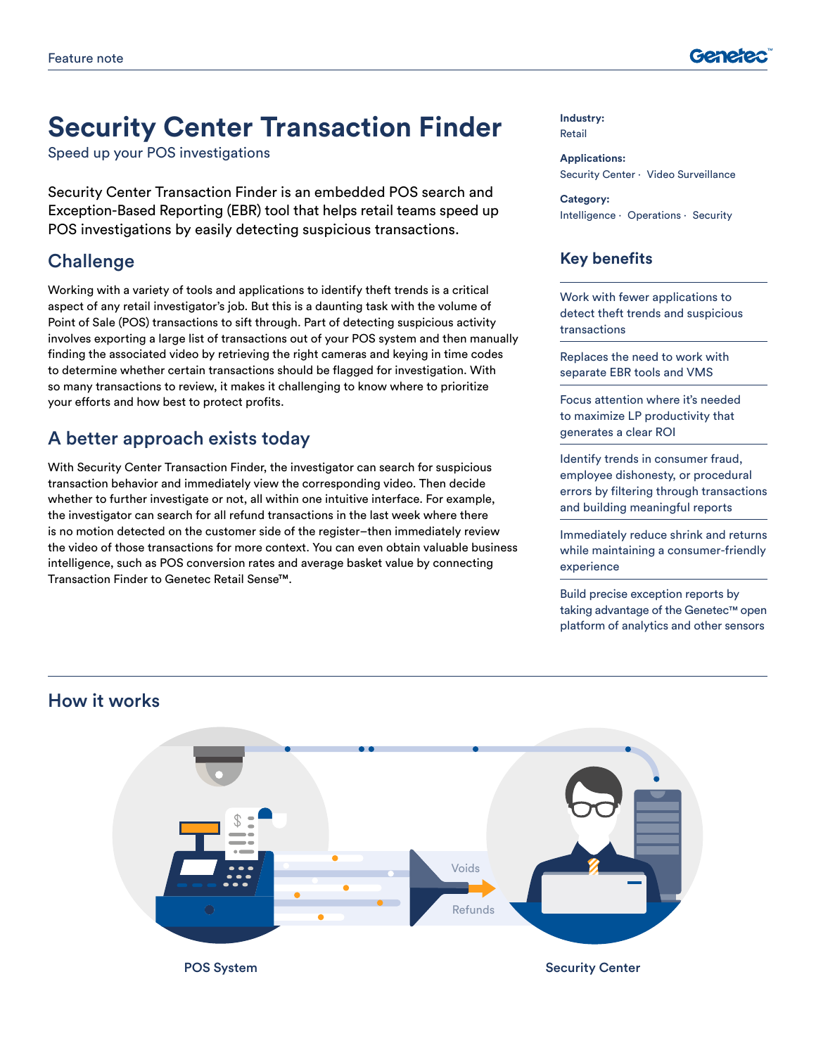Feature note

# Security Center Transaction Finder

Speed up your POS investigations

Security Center Transaction Finder is an embedded POS search and Exception-Based Reporting (EBR) tool that helps retail teams speed up POS investigations by easily detecting suspicious transactions.

## Challenge

Working with a variety of tools and applications to identify theft trends is a critical aspect of any retail investigator's job. But this is a daunting task with the volume of Point of Sale (POS) transactions to sift through. Part of detecting suspicious activity involves exporting a large list of transactions out of your POS system and then manually finding the associated video by retrieving the right cameras and keying in time codes to determine whether certain transactions should be flagged for investigation. With so many transactions to review, it makes it challenging to know where to prioritize your efforts and how best to protect profits.

## A better approach exists today

With Security Center Transaction Finder, the investigator can search for suspicious transaction behavior and immediately view the corresponding video. Then decide whether to further investigate or not, all within one intuitive interface. For example, the investigator can search for all refund transactions in the last week where there is no motion detected on the customer side of the register–then immediately review the video of those transactions for more context. You can even obtain valuable business intelligence, such as POS conversion rates and average basket value by connecting Transaction Finder to Genetec Retail Sense™.

**Industry:**
Retail

**Applications:**
Security Center · Video Surveillance

**Category:**
Intelligence · Operations · Security

## Key benefits

- Work with fewer applications to detect theft trends and suspicious transactions
- Replaces the need to work with separate EBR tools and VMS
- Focus attention where it's needed to maximize LP productivity that generates a clear ROI
- Identify trends in consumer fraud, employee dishonesty, or procedural errors by filtering through transactions and building meaningful reports
- Immediately reduce shrink and returns while maintaining a consumer-friendly experience
- Build precise exception reports by taking advantage of the Genetec™ open platform of analytics and other sensors

## How it works

Voids

Refunds

POS System

Security Center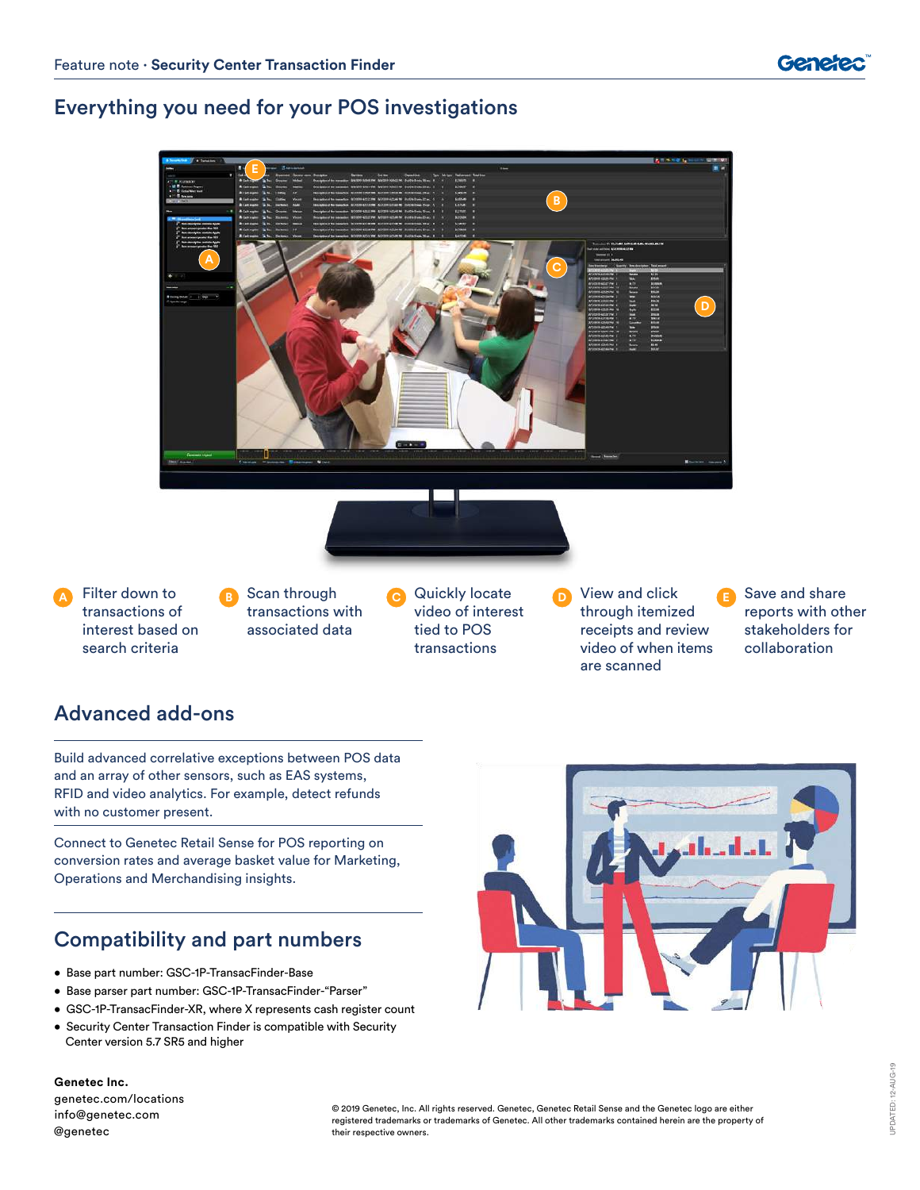## Everything you need for your POS investigations

**A** Filter down to transactions of interest based on search criteria

**B** Scan through transactions with associated data

**C** Quickly locate video of interest tied to POS transactions

**D** View and click through itemized receipts and review video of when items are scanned

**E** Save and share reports with other stakeholders for collaboration

## Advanced add-ons

Build advanced correlative exceptions between POS data and an array of other sensors, such as EAS systems, RFID and video analytics. For example, detect refunds with no customer present.

Connect to Genetec Retail Sense for POS reporting on conversion rates and average basket value for Marketing, Operations and Merchandising insights.

## Compatibility and part numbers

- Base part number: GSC-1P-TransacFinder-Base
- Base parser part number: GSC-1P-TransacFinder-"Parser"
- GSC-1P-TransacFinder-XR, where X represents cash register count
- Security Center Transaction Finder is compatible with Security Center version 5.7 SR5 and higher

**Genetec Inc.**
genetec.com/locations
info@genetec.com
@genetec

© 2019 Genetec, Inc. All rights reserved. Genetec, Genetec Retail Sense and the Genetec logo are either registered trademarks or trademarks of Genetec. All other trademarks contained herein are the property of their respective owners.

UPDATED: 12-AUG-19